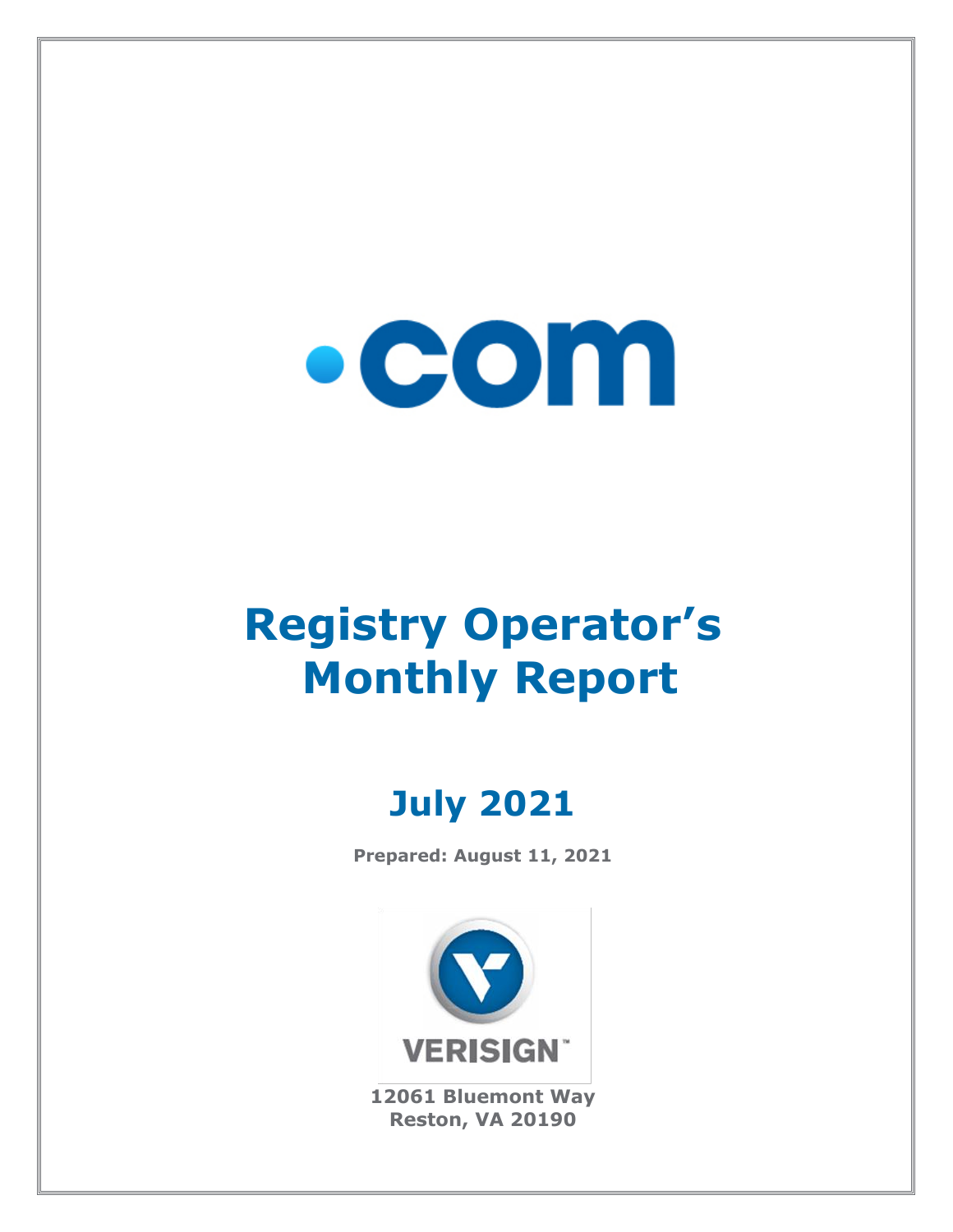# .com

# Registry Operator's Monthly Report

## July 2021

**Prepared: August 11, 2021**

VERISIGN

**12061 Bluemont Way**
**Reston, VA 20190**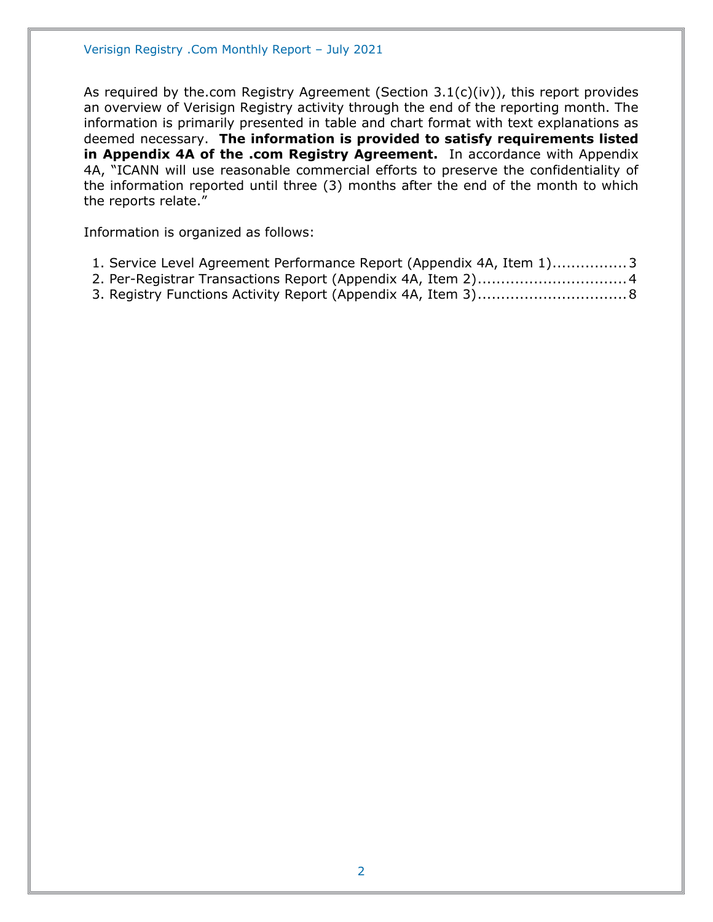As required by the.com Registry Agreement (Section 3.1(c)(iv)), this report provides an overview of Verisign Registry activity through the end of the reporting month. The information is primarily presented in table and chart format with text explanations as deemed necessary. **The information is provided to satisfy requirements listed in Appendix 4A of the .com Registry Agreement.** In accordance with Appendix 4A, "ICANN will use reasonable commercial efforts to preserve the confidentiality of the information reported until three (3) months after the end of the month to which the reports relate."

Information is organized as follows:

1. Service Level Agreement Performance Report (Appendix 4A, Item 1)................3
2. Per-Registrar Transactions Report (Appendix 4A, Item 2)................................4
3. Registry Functions Activity Report (Appendix 4A, Item 3)................................8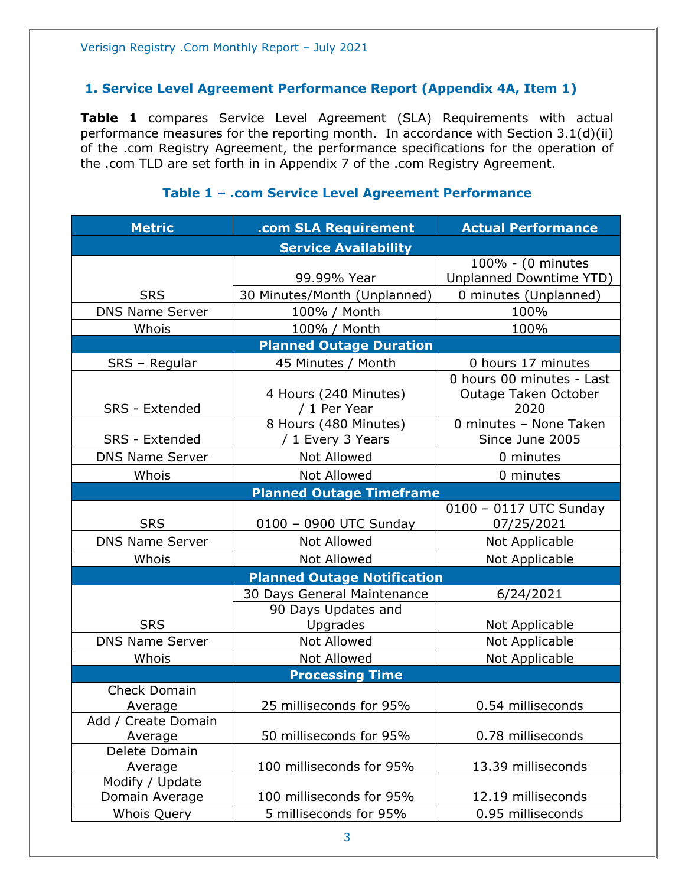## 1. Service Level Agreement Performance Report (Appendix 4A, Item 1)

**Table 1** compares Service Level Agreement (SLA) Requirements with actual performance measures for the reporting month. In accordance with Section 3.1(d)(ii) of the .com Registry Agreement, the performance specifications for the operation of the .com TLD are set forth in in Appendix 7 of the .com Registry Agreement.

### Table 1 – .com Service Level Agreement Performance

| Metric | .com SLA Requirement | Actual Performance |
|---|---|---|
| **Service Availability** | | |
| SRS | 99.99% Year | 100% - (0 minutes Unplanned Downtime YTD) |
| | 30 Minutes/Month (Unplanned) | 0 minutes (Unplanned) |
| DNS Name Server | 100% / Month | 100% |
| Whois | 100% / Month | 100% |
| **Planned Outage Duration** | | |
| SRS – Regular | 45 Minutes / Month | 0 hours 17 minutes |
| SRS - Extended | 4 Hours (240 Minutes) / 1 Per Year | 0 hours 00 minutes - Last Outage Taken October 2020 |
| SRS - Extended | 8 Hours (480 Minutes) / 1 Every 3 Years | 0 minutes – None Taken Since June 2005 |
| DNS Name Server | Not Allowed | 0 minutes |
| Whois | Not Allowed | 0 minutes |
| **Planned Outage Timeframe** | | |
| SRS | 0100 – 0900 UTC Sunday | 0100 – 0117 UTC Sunday 07/25/2021 |
| DNS Name Server | Not Allowed | Not Applicable |
| Whois | Not Allowed | Not Applicable |
| **Planned Outage Notification** | | |
| SRS | 30 Days General Maintenance | 6/24/2021 |
| | 90 Days Updates and Upgrades | Not Applicable |
| DNS Name Server | Not Allowed | Not Applicable |
| Whois | Not Allowed | Not Applicable |
| **Processing Time** | | |
| Check Domain Average | 25 milliseconds for 95% | 0.54 milliseconds |
| Add / Create Domain Average | 50 milliseconds for 95% | 0.78 milliseconds |
| Delete Domain Average | 100 milliseconds for 95% | 13.39 milliseconds |
| Modify / Update Domain Average | 100 milliseconds for 95% | 12.19 milliseconds |
| Whois Query | 5 milliseconds for 95% | 0.95 milliseconds |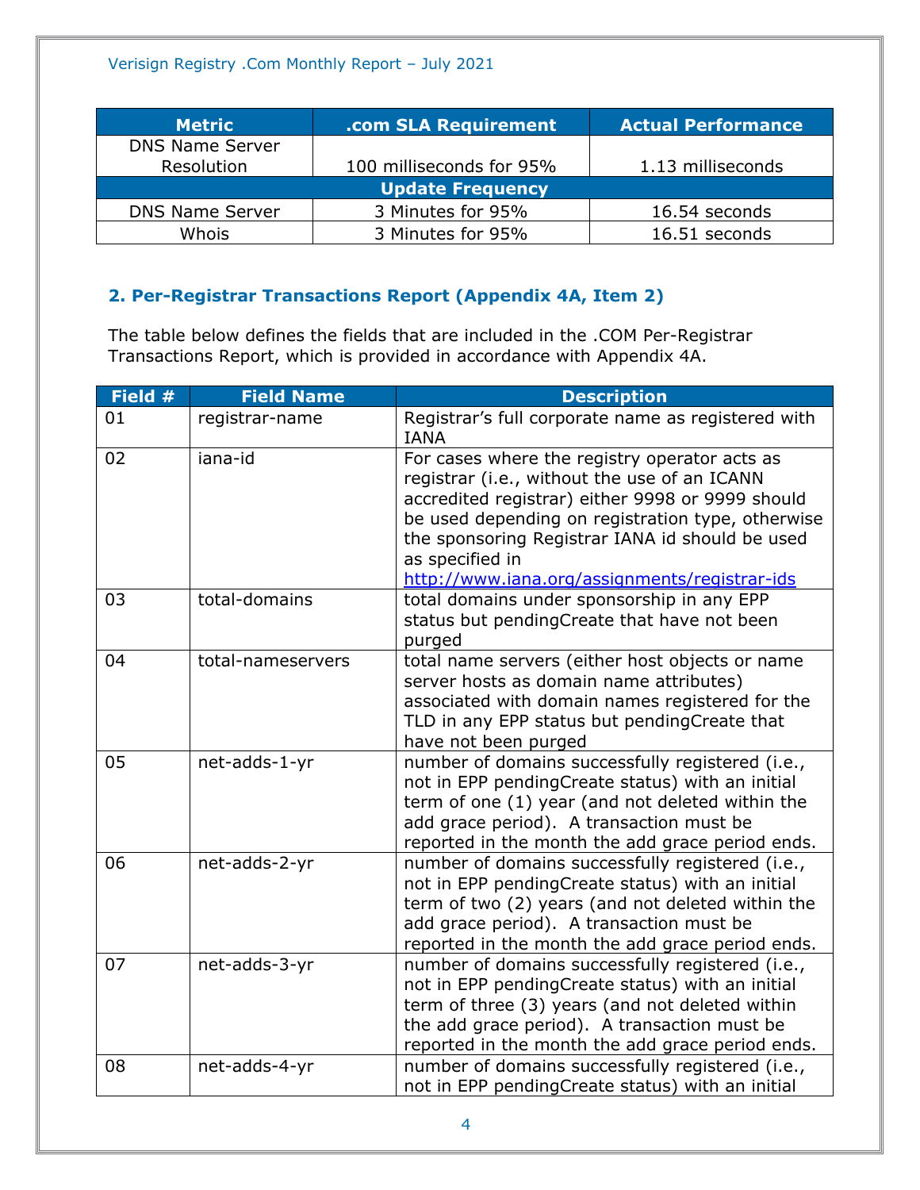| Metric | .com SLA Requirement | Actual Performance |
|---|---|---|
| DNS Name Server Resolution | 100 milliseconds for 95% | 1.13 milliseconds |
| **Update Frequency** | | |
| DNS Name Server | 3 Minutes for 95% | 16.54 seconds |
| Whois | 3 Minutes for 95% | 16.51 seconds |

## 2. Per-Registrar Transactions Report (Appendix 4A, Item 2)

The table below defines the fields that are included in the .COM Per-Registrar Transactions Report, which is provided in accordance with Appendix 4A.

| Field # | Field Name | Description |
|---|---|---|
| 01 | registrar-name | Registrar's full corporate name as registered with IANA |
| 02 | iana-id | For cases where the registry operator acts as registrar (i.e., without the use of an ICANN accredited registrar) either 9998 or 9999 should be used depending on registration type, otherwise the sponsoring Registrar IANA id should be used as specified in http://www.iana.org/assignments/registrar-ids |
| 03 | total-domains | total domains under sponsorship in any EPP status but pendingCreate that have not been purged |
| 04 | total-nameservers | total name servers (either host objects or name server hosts as domain name attributes) associated with domain names registered for the TLD in any EPP status but pendingCreate that have not been purged |
| 05 | net-adds-1-yr | number of domains successfully registered (i.e., not in EPP pendingCreate status) with an initial term of one (1) year (and not deleted within the add grace period). A transaction must be reported in the month the add grace period ends. |
| 06 | net-adds-2-yr | number of domains successfully registered (i.e., not in EPP pendingCreate status) with an initial term of two (2) years (and not deleted within the add grace period). A transaction must be reported in the month the add grace period ends. |
| 07 | net-adds-3-yr | number of domains successfully registered (i.e., not in EPP pendingCreate status) with an initial term of three (3) years (and not deleted within the add grace period). A transaction must be reported in the month the add grace period ends. |
| 08 | net-adds-4-yr | number of domains successfully registered (i.e., not in EPP pendingCreate status) with an initial |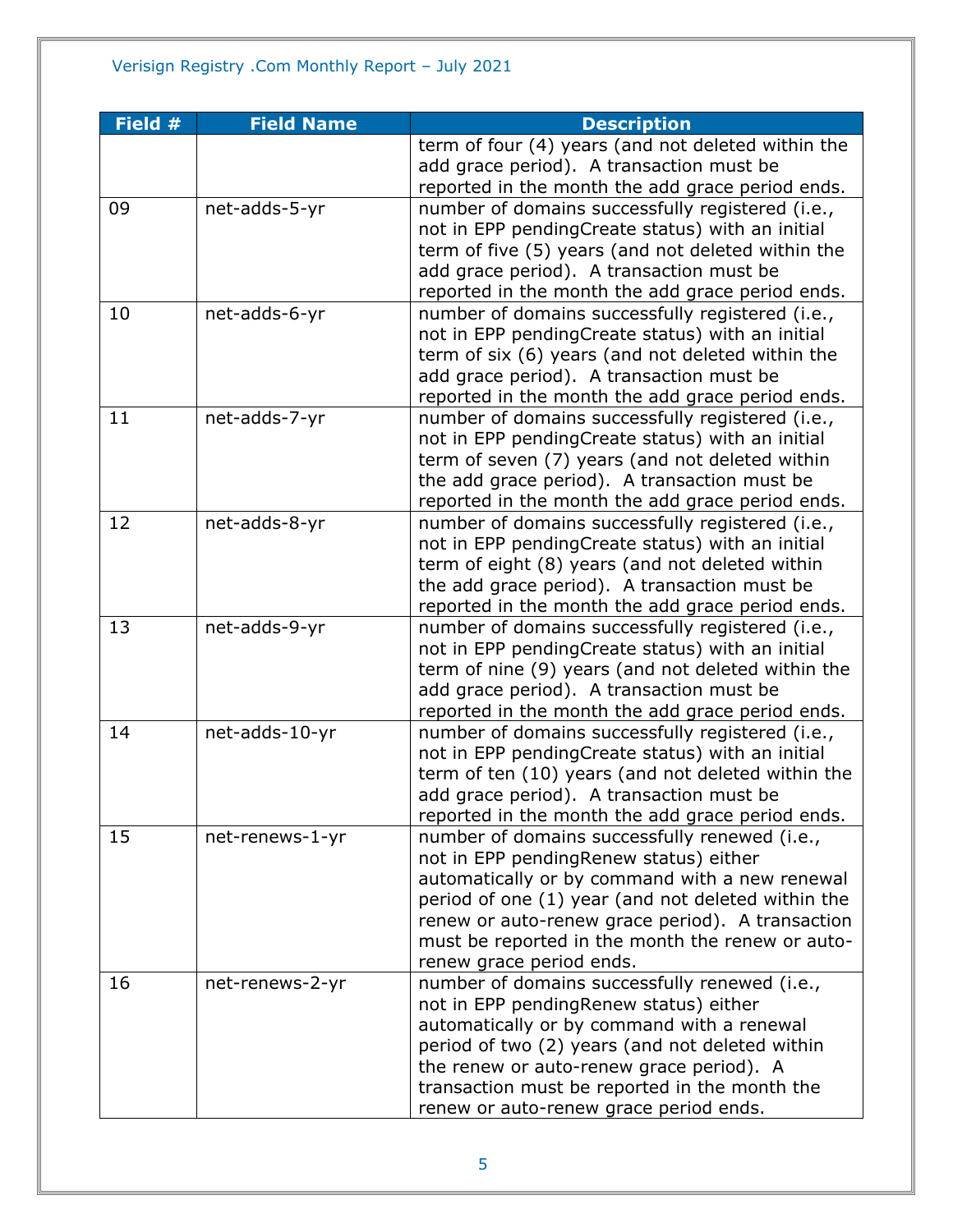| Field # | Field Name | Description |
|---|---|---|
| | | term of four (4) years (and not deleted within the add grace period). A transaction must be reported in the month the add grace period ends. |
| 09 | net-adds-5-yr | number of domains successfully registered (i.e., not in EPP pendingCreate status) with an initial term of five (5) years (and not deleted within the add grace period). A transaction must be reported in the month the add grace period ends. |
| 10 | net-adds-6-yr | number of domains successfully registered (i.e., not in EPP pendingCreate status) with an initial term of six (6) years (and not deleted within the add grace period). A transaction must be reported in the month the add grace period ends. |
| 11 | net-adds-7-yr | number of domains successfully registered (i.e., not in EPP pendingCreate status) with an initial term of seven (7) years (and not deleted within the add grace period). A transaction must be reported in the month the add grace period ends. |
| 12 | net-adds-8-yr | number of domains successfully registered (i.e., not in EPP pendingCreate status) with an initial term of eight (8) years (and not deleted within the add grace period). A transaction must be reported in the month the add grace period ends. |
| 13 | net-adds-9-yr | number of domains successfully registered (i.e., not in EPP pendingCreate status) with an initial term of nine (9) years (and not deleted within the add grace period). A transaction must be reported in the month the add grace period ends. |
| 14 | net-adds-10-yr | number of domains successfully registered (i.e., not in EPP pendingCreate status) with an initial term of ten (10) years (and not deleted within the add grace period). A transaction must be reported in the month the add grace period ends. |
| 15 | net-renews-1-yr | number of domains successfully renewed (i.e., not in EPP pendingRenew status) either automatically or by command with a new renewal period of one (1) year (and not deleted within the renew or auto-renew grace period). A transaction must be reported in the month the renew or auto-renew grace period ends. |
| 16 | net-renews-2-yr | number of domains successfully renewed (i.e., not in EPP pendingRenew status) either automatically or by command with a renewal period of two (2) years (and not deleted within the renew or auto-renew grace period). A transaction must be reported in the month the renew or auto-renew grace period ends. |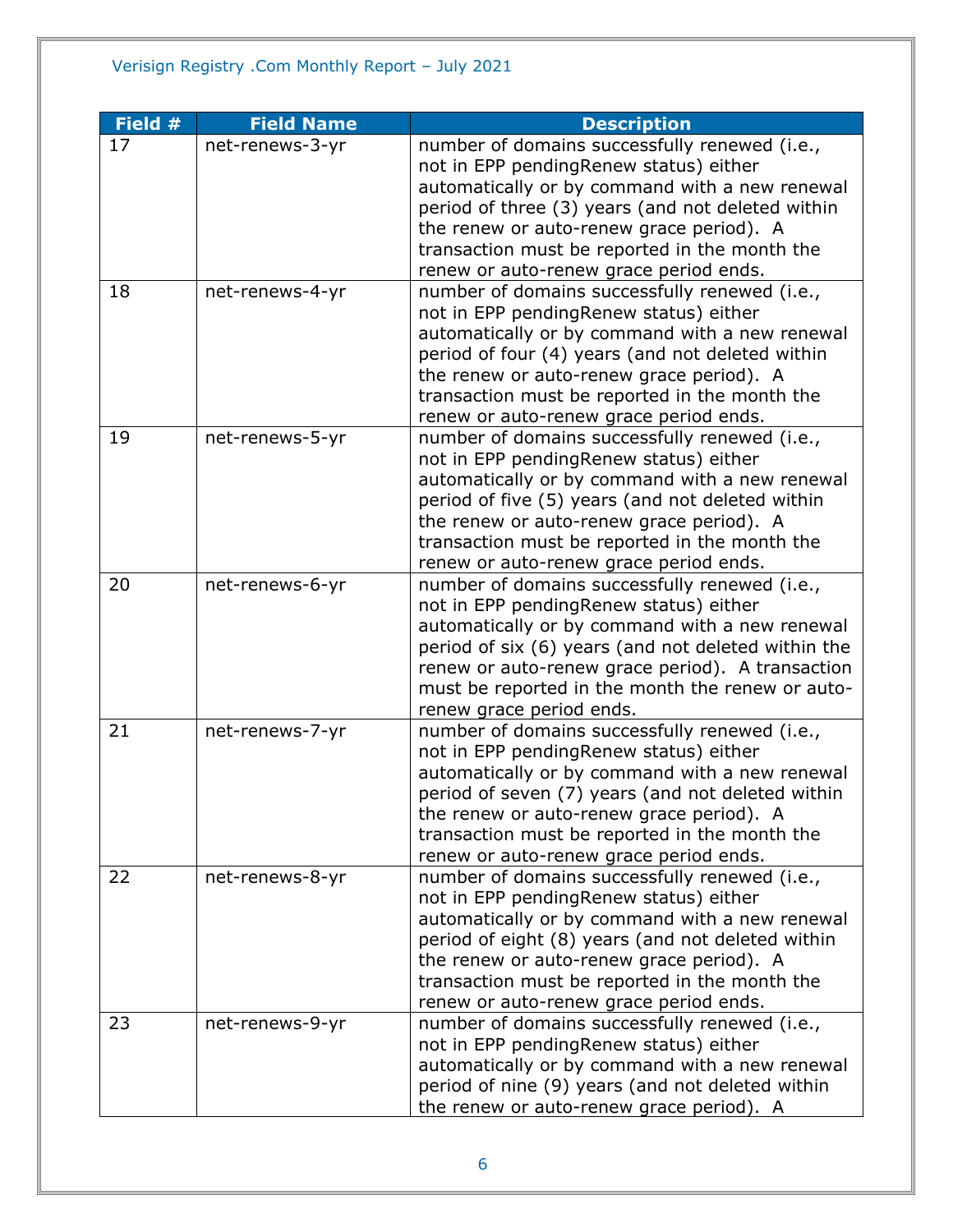| Field # | Field Name | Description |
|---|---|---|
| 17 | net-renews-3-yr | number of domains successfully renewed (i.e., not in EPP pendingRenew status) either automatically or by command with a new renewal period of three (3) years (and not deleted within the renew or auto-renew grace period). A transaction must be reported in the month the renew or auto-renew grace period ends. |
| 18 | net-renews-4-yr | number of domains successfully renewed (i.e., not in EPP pendingRenew status) either automatically or by command with a new renewal period of four (4) years (and not deleted within the renew or auto-renew grace period). A transaction must be reported in the month the renew or auto-renew grace period ends. |
| 19 | net-renews-5-yr | number of domains successfully renewed (i.e., not in EPP pendingRenew status) either automatically or by command with a new renewal period of five (5) years (and not deleted within the renew or auto-renew grace period). A transaction must be reported in the month the renew or auto-renew grace period ends. |
| 20 | net-renews-6-yr | number of domains successfully renewed (i.e., not in EPP pendingRenew status) either automatically or by command with a new renewal period of six (6) years (and not deleted within the renew or auto-renew grace period). A transaction must be reported in the month the renew or auto-renew grace period ends. |
| 21 | net-renews-7-yr | number of domains successfully renewed (i.e., not in EPP pendingRenew status) either automatically or by command with a new renewal period of seven (7) years (and not deleted within the renew or auto-renew grace period). A transaction must be reported in the month the renew or auto-renew grace period ends. |
| 22 | net-renews-8-yr | number of domains successfully renewed (i.e., not in EPP pendingRenew status) either automatically or by command with a new renewal period of eight (8) years (and not deleted within the renew or auto-renew grace period). A transaction must be reported in the month the renew or auto-renew grace period ends. |
| 23 | net-renews-9-yr | number of domains successfully renewed (i.e., not in EPP pendingRenew status) either automatically or by command with a new renewal period of nine (9) years (and not deleted within the renew or auto-renew grace period). A |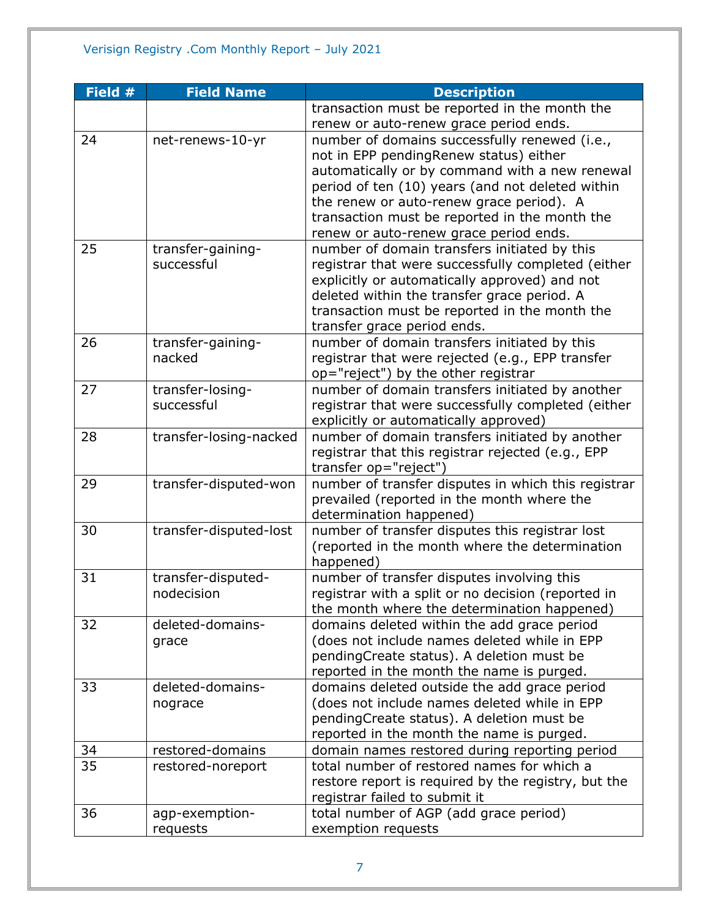| Field # | Field Name | Description |
|---|---|---|
| | | transaction must be reported in the month the renew or auto-renew grace period ends. |
| 24 | net-renews-10-yr | number of domains successfully renewed (i.e., not in EPP pendingRenew status) either automatically or by command with a new renewal period of ten (10) years (and not deleted within the renew or auto-renew grace period). A transaction must be reported in the month the renew or auto-renew grace period ends. |
| 25 | transfer-gaining-successful | number of domain transfers initiated by this registrar that were successfully completed (either explicitly or automatically approved) and not deleted within the transfer grace period. A transaction must be reported in the month the transfer grace period ends. |
| 26 | transfer-gaining-nacked | number of domain transfers initiated by this registrar that were rejected (e.g., EPP transfer op="reject") by the other registrar |
| 27 | transfer-losing-successful | number of domain transfers initiated by another registrar that were successfully completed (either explicitly or automatically approved) |
| 28 | transfer-losing-nacked | number of domain transfers initiated by another registrar that this registrar rejected (e.g., EPP transfer op="reject") |
| 29 | transfer-disputed-won | number of transfer disputes in which this registrar prevailed (reported in the month where the determination happened) |
| 30 | transfer-disputed-lost | number of transfer disputes this registrar lost (reported in the month where the determination happened) |
| 31 | transfer-disputed-nodecision | number of transfer disputes involving this registrar with a split or no decision (reported in the month where the determination happened) |
| 32 | deleted-domains-grace | domains deleted within the add grace period (does not include names deleted while in EPP pendingCreate status). A deletion must be reported in the month the name is purged. |
| 33 | deleted-domains-nograce | domains deleted outside the add grace period (does not include names deleted while in EPP pendingCreate status). A deletion must be reported in the month the name is purged. |
| 34 | restored-domains | domain names restored during reporting period |
| 35 | restored-noreport | total number of restored names for which a restore report is required by the registry, but the registrar failed to submit it |
| 36 | agp-exemption-requests | total number of AGP (add grace period) exemption requests |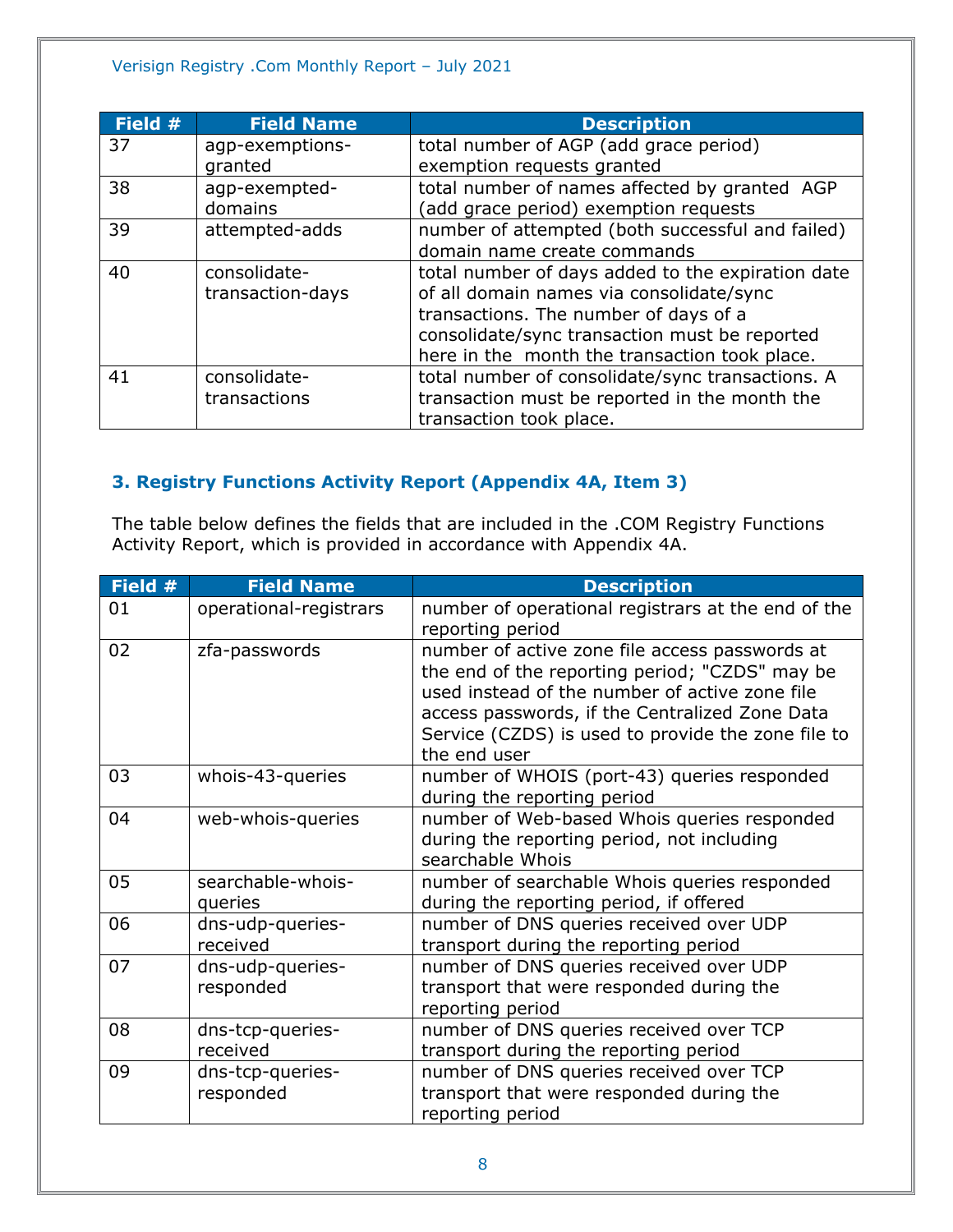| Field # | Field Name | Description |
|---|---|---|
| 37 | agp-exemptions-granted | total number of AGP (add grace period) exemption requests granted |
| 38 | agp-exempted-domains | total number of names affected by granted AGP (add grace period) exemption requests |
| 39 | attempted-adds | number of attempted (both successful and failed) domain name create commands |
| 40 | consolidate-transaction-days | total number of days added to the expiration date of all domain names via consolidate/sync transactions. The number of days of a consolidate/sync transaction must be reported here in the month the transaction took place. |
| 41 | consolidate-transactions | total number of consolidate/sync transactions. A transaction must be reported in the month the transaction took place. |

### 3. Registry Functions Activity Report (Appendix 4A, Item 3)

The table below defines the fields that are included in the .COM Registry Functions Activity Report, which is provided in accordance with Appendix 4A.

| Field # | Field Name | Description |
|---|---|---|
| 01 | operational-registrars | number of operational registrars at the end of the reporting period |
| 02 | zfa-passwords | number of active zone file access passwords at the end of the reporting period; "CZDS" may be used instead of the number of active zone file access passwords, if the Centralized Zone Data Service (CZDS) is used to provide the zone file to the end user |
| 03 | whois-43-queries | number of WHOIS (port-43) queries responded during the reporting period |
| 04 | web-whois-queries | number of Web-based Whois queries responded during the reporting period, not including searchable Whois |
| 05 | searchable-whois-queries | number of searchable Whois queries responded during the reporting period, if offered |
| 06 | dns-udp-queries-received | number of DNS queries received over UDP transport during the reporting period |
| 07 | dns-udp-queries-responded | number of DNS queries received over UDP transport that were responded during the reporting period |
| 08 | dns-tcp-queries-received | number of DNS queries received over TCP transport during the reporting period |
| 09 | dns-tcp-queries-responded | number of DNS queries received over TCP transport that were responded during the reporting period |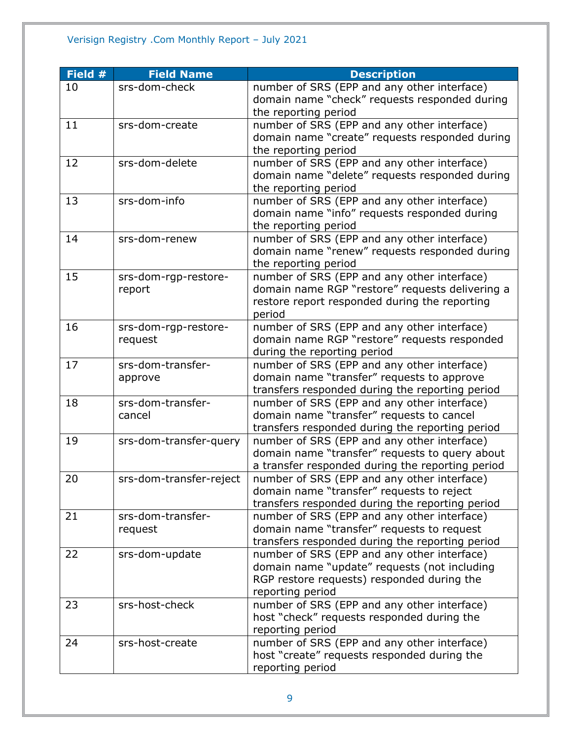| Field # | Field Name | Description |
|---|---|---|
| 10 | srs-dom-check | number of SRS (EPP and any other interface) domain name "check" requests responded during the reporting period |
| 11 | srs-dom-create | number of SRS (EPP and any other interface) domain name "create" requests responded during the reporting period |
| 12 | srs-dom-delete | number of SRS (EPP and any other interface) domain name "delete" requests responded during the reporting period |
| 13 | srs-dom-info | number of SRS (EPP and any other interface) domain name "info" requests responded during the reporting period |
| 14 | srs-dom-renew | number of SRS (EPP and any other interface) domain name "renew" requests responded during the reporting period |
| 15 | srs-dom-rgp-restore-report | number of SRS (EPP and any other interface) domain name RGP "restore" requests delivering a restore report responded during the reporting period |
| 16 | srs-dom-rgp-restore-request | number of SRS (EPP and any other interface) domain name RGP "restore" requests responded during the reporting period |
| 17 | srs-dom-transfer-approve | number of SRS (EPP and any other interface) domain name "transfer" requests to approve transfers responded during the reporting period |
| 18 | srs-dom-transfer-cancel | number of SRS (EPP and any other interface) domain name "transfer" requests to cancel transfers responded during the reporting period |
| 19 | srs-dom-transfer-query | number of SRS (EPP and any other interface) domain name "transfer" requests to query about a transfer responded during the reporting period |
| 20 | srs-dom-transfer-reject | number of SRS (EPP and any other interface) domain name "transfer" requests to reject transfers responded during the reporting period |
| 21 | srs-dom-transfer-request | number of SRS (EPP and any other interface) domain name "transfer" requests to request transfers responded during the reporting period |
| 22 | srs-dom-update | number of SRS (EPP and any other interface) domain name "update" requests (not including RGP restore requests) responded during the reporting period |
| 23 | srs-host-check | number of SRS (EPP and any other interface) host "check" requests responded during the reporting period |
| 24 | srs-host-create | number of SRS (EPP and any other interface) host "create" requests responded during the reporting period |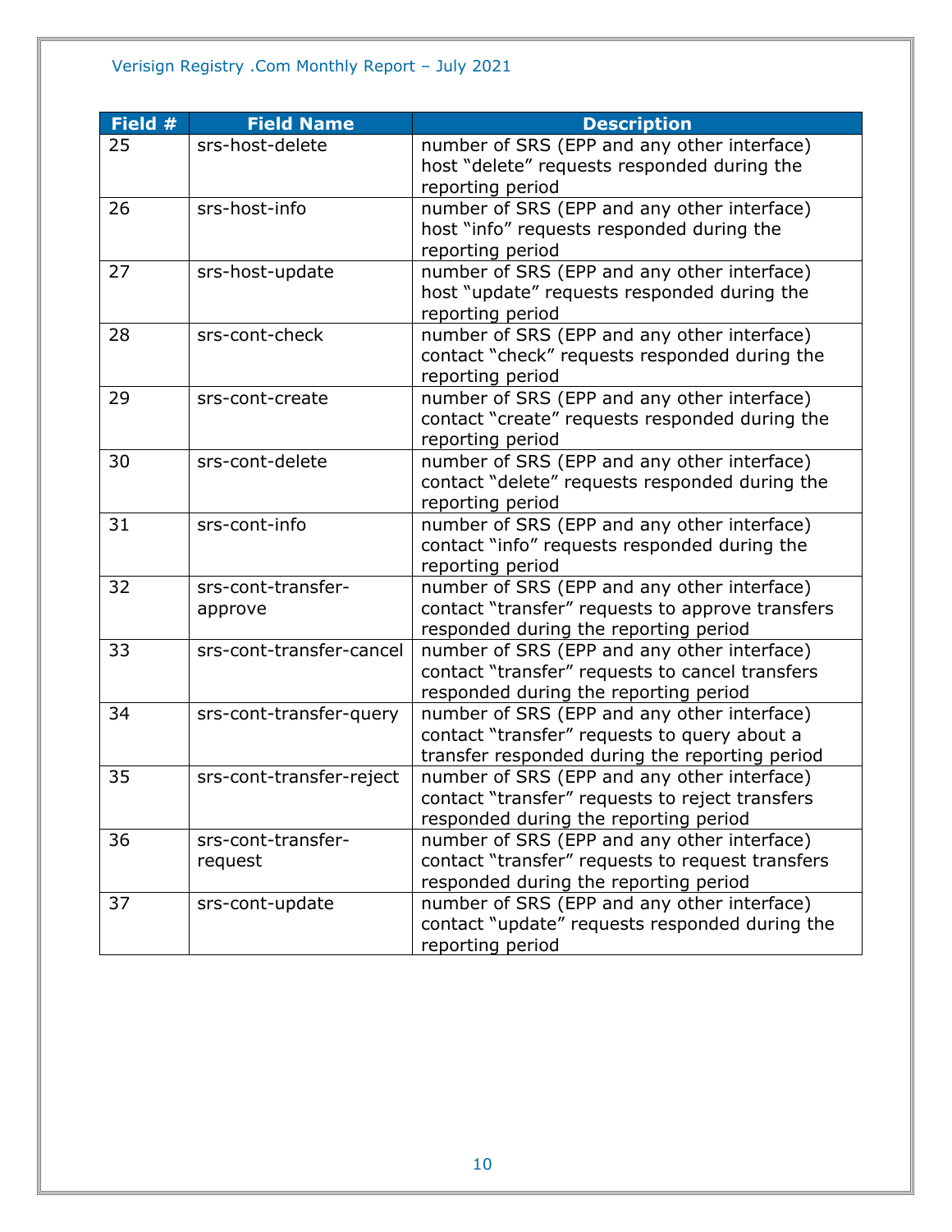| Field # | Field Name | Description |
|---|---|---|
| 25 | srs-host-delete | number of SRS (EPP and any other interface) host “delete” requests responded during the reporting period |
| 26 | srs-host-info | number of SRS (EPP and any other interface) host “info” requests responded during the reporting period |
| 27 | srs-host-update | number of SRS (EPP and any other interface) host “update” requests responded during the reporting period |
| 28 | srs-cont-check | number of SRS (EPP and any other interface) contact “check” requests responded during the reporting period |
| 29 | srs-cont-create | number of SRS (EPP and any other interface) contact “create” requests responded during the reporting period |
| 30 | srs-cont-delete | number of SRS (EPP and any other interface) contact “delete” requests responded during the reporting period |
| 31 | srs-cont-info | number of SRS (EPP and any other interface) contact “info” requests responded during the reporting period |
| 32 | srs-cont-transfer-approve | number of SRS (EPP and any other interface) contact “transfer” requests to approve transfers responded during the reporting period |
| 33 | srs-cont-transfer-cancel | number of SRS (EPP and any other interface) contact “transfer” requests to cancel transfers responded during the reporting period |
| 34 | srs-cont-transfer-query | number of SRS (EPP and any other interface) contact “transfer” requests to query about a transfer responded during the reporting period |
| 35 | srs-cont-transfer-reject | number of SRS (EPP and any other interface) contact “transfer” requests to reject transfers responded during the reporting period |
| 36 | srs-cont-transfer-request | number of SRS (EPP and any other interface) contact “transfer” requests to request transfers responded during the reporting period |
| 37 | srs-cont-update | number of SRS (EPP and any other interface) contact “update” requests responded during the reporting period |